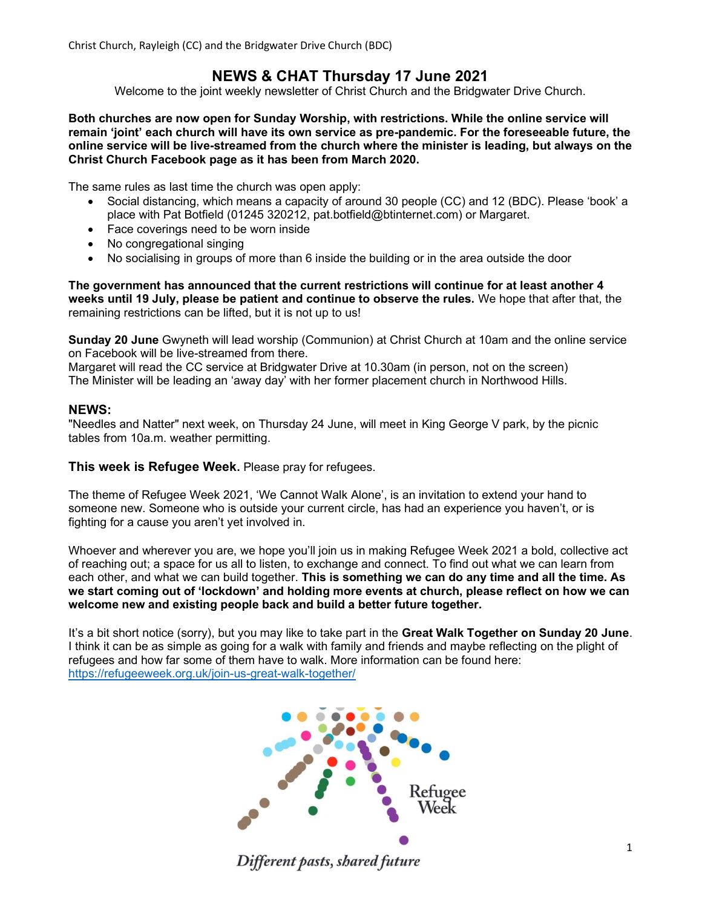Christ Church, Rayleigh (CC) and the Bridgwater Drive Church (BDC)

# NEWS & CHAT Thursday 17 June 2021

Welcome to the joint weekly newsletter of Christ Church and the Bridgwater Drive Church.

**Both churches are now open for Sunday Worship, with restrictions. While the online service will remain 'joint' each church will have its own service as pre-pandemic. For the foreseeable future, the online service will be live-streamed from the church where the minister is leading, but always on the Christ Church Facebook page as it has been from March 2020.**

The same rules as last time the church was open apply:

- Social distancing, which means a capacity of around 30 people (CC) and 12 (BDC). Please 'book' a place with Pat Botfield (01245 320212, pat.botfield@btinternet.com) or Margaret.
- Face coverings need to be worn inside
- No congregational singing
- No socialising in groups of more than 6 inside the building or in the area outside the door

**The government has announced that the current restrictions will continue for at least another 4 weeks until 19 July, please be patient and continue to observe the rules.** We hope that after that, the remaining restrictions can be lifted, but it is not up to us!

**Sunday 20 June** Gwyneth will lead worship (Communion) at Christ Church at 10am and the online service on Facebook will be live-streamed from there.
Margaret will read the CC service at Bridgwater Drive at 10.30am (in person, not on the screen)
The Minister will be leading an 'away day' with her former placement church in Northwood Hills.

## NEWS:

"Needles and Natter" next week, on Thursday 24 June, will meet in King George V park, by the picnic tables from 10a.m. weather permitting.

### This week is Refugee Week. Please pray for refugees.

The theme of Refugee Week 2021, 'We Cannot Walk Alone', is an invitation to extend your hand to someone new. Someone who is outside your current circle, has had an experience you haven't, or is fighting for a cause you aren't yet involved in.

Whoever and wherever you are, we hope you'll join us in making Refugee Week 2021 a bold, collective act of reaching out; a space for us all to listen, to exchange and connect. To find out what we can learn from each other, and what we can build together. **This is something we can do any time and all the time. As we start coming out of 'lockdown' and holding more events at church, please reflect on how we can welcome new and existing people back and build a better future together.**

It's a bit short notice (sorry), but you may like to take part in the **Great Walk Together on Sunday 20 June**. I think it can be as simple as going for a walk with family and friends and maybe reflecting on the plight of refugees and how far some of them have to walk. More information can be found here: [https://refugeeweek.org.uk/join-us-great-walk-together/](https://refugeeweek.org.uk/join-us-great-walk-together/)

Refugee Week

*Different pasts, shared future*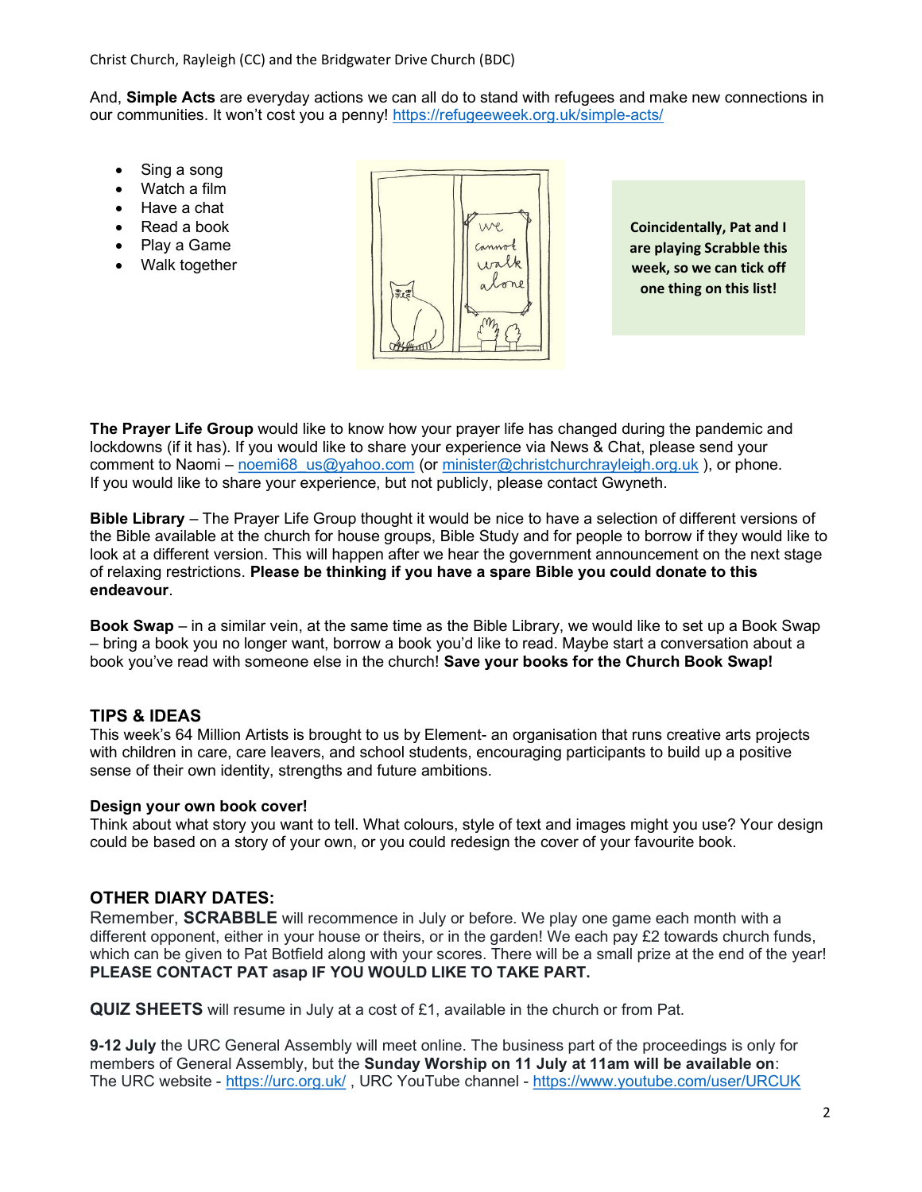And, **Simple Acts** are everyday actions we can all do to stand with refugees and make new connections in our communities. It won't cost you a penny! https://refugeeweek.org.uk/simple-acts/

- Sing a song
- Watch a film
- Have a chat
- Read a book
- Play a Game
- Walk together

**Coincidentally, Pat and I are playing Scrabble this week, so we can tick off one thing on this list!**

**The Prayer Life Group** would like to know how your prayer life has changed during the pandemic and lockdowns (if it has). If you would like to share your experience via News & Chat, please send your comment to Naomi – noemi68_us@yahoo.com (or minister@christchurchrayleigh.org.uk ), or phone. If you would like to share your experience, but not publicly, please contact Gwyneth.

**Bible Library** – The Prayer Life Group thought it would be nice to have a selection of different versions of the Bible available at the church for house groups, Bible Study and for people to borrow if they would like to look at a different version. This will happen after we hear the government announcement on the next stage of relaxing restrictions. **Please be thinking if you have a spare Bible you could donate to this endeavour**.

**Book Swap** – in a similar vein, at the same time as the Bible Library, we would like to set up a Book Swap – bring a book you no longer want, borrow a book you'd like to read. Maybe start a conversation about a book you've read with someone else in the church! **Save your books for the Church Book Swap!**

## TIPS & IDEAS

This week's 64 Million Artists is brought to us by Element- an organisation that runs creative arts projects with children in care, care leavers, and school students, encouraging participants to build up a positive sense of their own identity, strengths and future ambitions.

**Design your own book cover!**

Think about what story you want to tell. What colours, style of text and images might you use? Your design could be based on a story of your own, or you could redesign the cover of your favourite book.

## OTHER DIARY DATES:

Remember, **SCRABBLE** will recommence in July or before. We play one game each month with a different opponent, either in your house or theirs, or in the garden! We each pay £2 towards church funds, which can be given to Pat Botfield along with your scores. There will be a small prize at the end of the year! **PLEASE CONTACT PAT asap IF YOU WOULD LIKE TO TAKE PART.**

**QUIZ SHEETS** will resume in July at a cost of £1, available in the church or from Pat.

**9-12 July** the URC General Assembly will meet online. The business part of the proceedings is only for members of General Assembly, but the **Sunday Worship on 11 July at 11am will be available on**: The URC website - https://urc.org.uk/ , URC YouTube channel - https://www.youtube.com/user/URCUK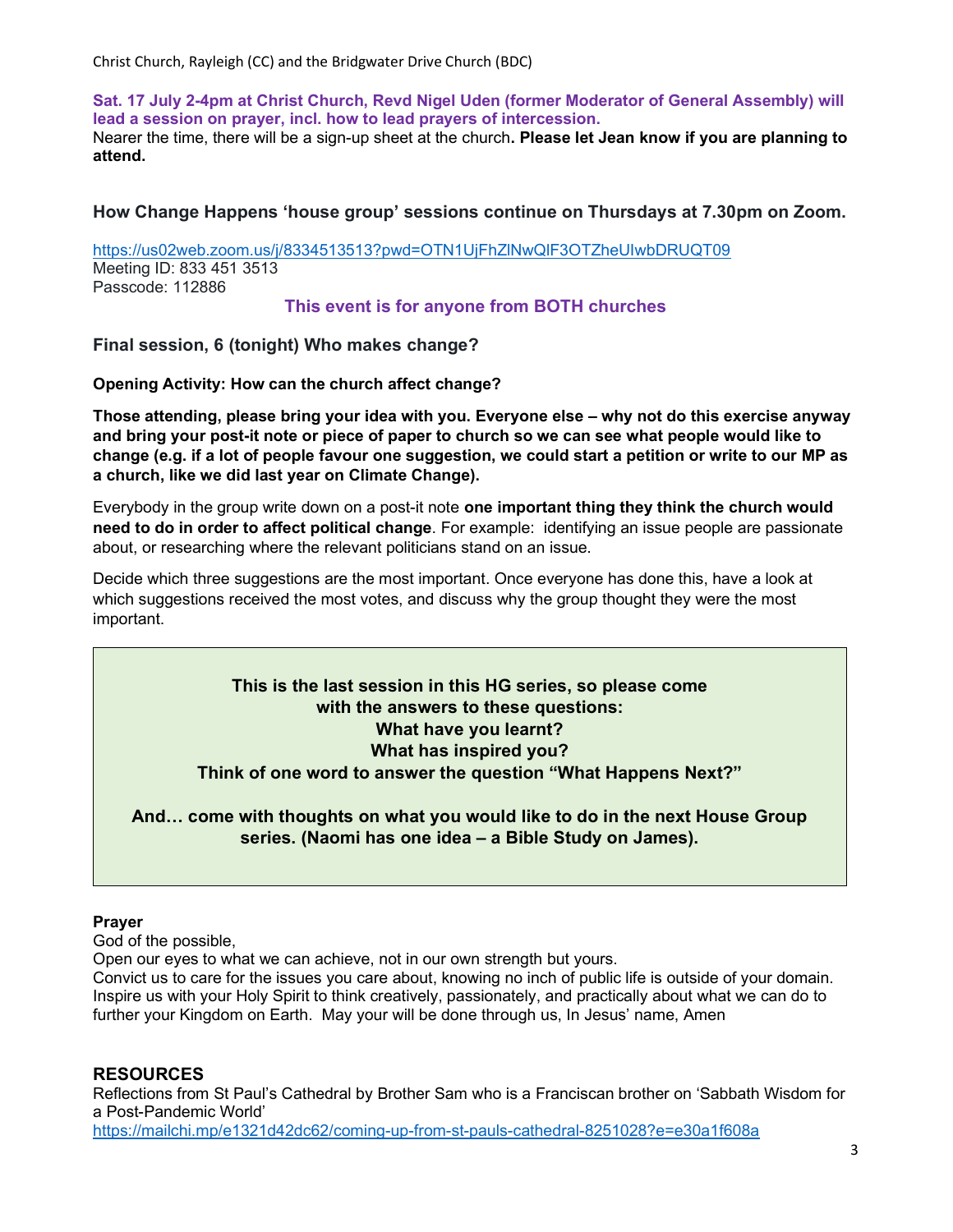**Sat. 17 July 2-4pm at Christ Church, Revd Nigel Uden (former Moderator of General Assembly) will lead a session on prayer, incl. how to lead prayers of intercession.**

Nearer the time, there will be a sign-up sheet at the church**. Please let Jean know if you are planning to attend.**

### How Change Happens 'house group' sessions continue on Thursdays at 7.30pm on Zoom.

https://us02web.zoom.us/j/8334513513?pwd=OTN1UjFhZlNwQlF3OTZheUlwbDRUQT09
Meeting ID: 833 451 3513
Passcode: 112886

**This event is for anyone from BOTH churches**

### Final session, 6 (tonight) Who makes change?

**Opening Activity: How can the church affect change?**

**Those attending, please bring your idea with you. Everyone else – why not do this exercise anyway and bring your post-it note or piece of paper to church so we can see what people would like to change (e.g. if a lot of people favour one suggestion, we could start a petition or write to our MP as a church, like we did last year on Climate Change).**

Everybody in the group write down on a post-it note **one important thing they think the church would need to do in order to affect political change**. For example: identifying an issue people are passionate about, or researching where the relevant politicians stand on an issue.

Decide which three suggestions are the most important. Once everyone has done this, have a look at which suggestions received the most votes, and discuss why the group thought they were the most important.

**This is the last session in this HG series, so please come with the answers to these questions:**
**What have you learnt?**
**What has inspired you?**
**Think of one word to answer the question "What Happens Next?"**

**And… come with thoughts on what you would like to do in the next House Group series. (Naomi has one idea – a Bible Study on James).**

**Prayer**

God of the possible,
Open our eyes to what we can achieve, not in our own strength but yours.
Convict us to care for the issues you care about, knowing no inch of public life is outside of your domain.
Inspire us with your Holy Spirit to think creatively, passionately, and practically about what we can do to further your Kingdom on Earth. May your will be done through us, In Jesus' name, Amen

## RESOURCES

Reflections from St Paul's Cathedral by Brother Sam who is a Franciscan brother on 'Sabbath Wisdom for a Post-Pandemic World'
https://mailchi.mp/e1321d42dc62/coming-up-from-st-pauls-cathedral-8251028?e=e30a1f608a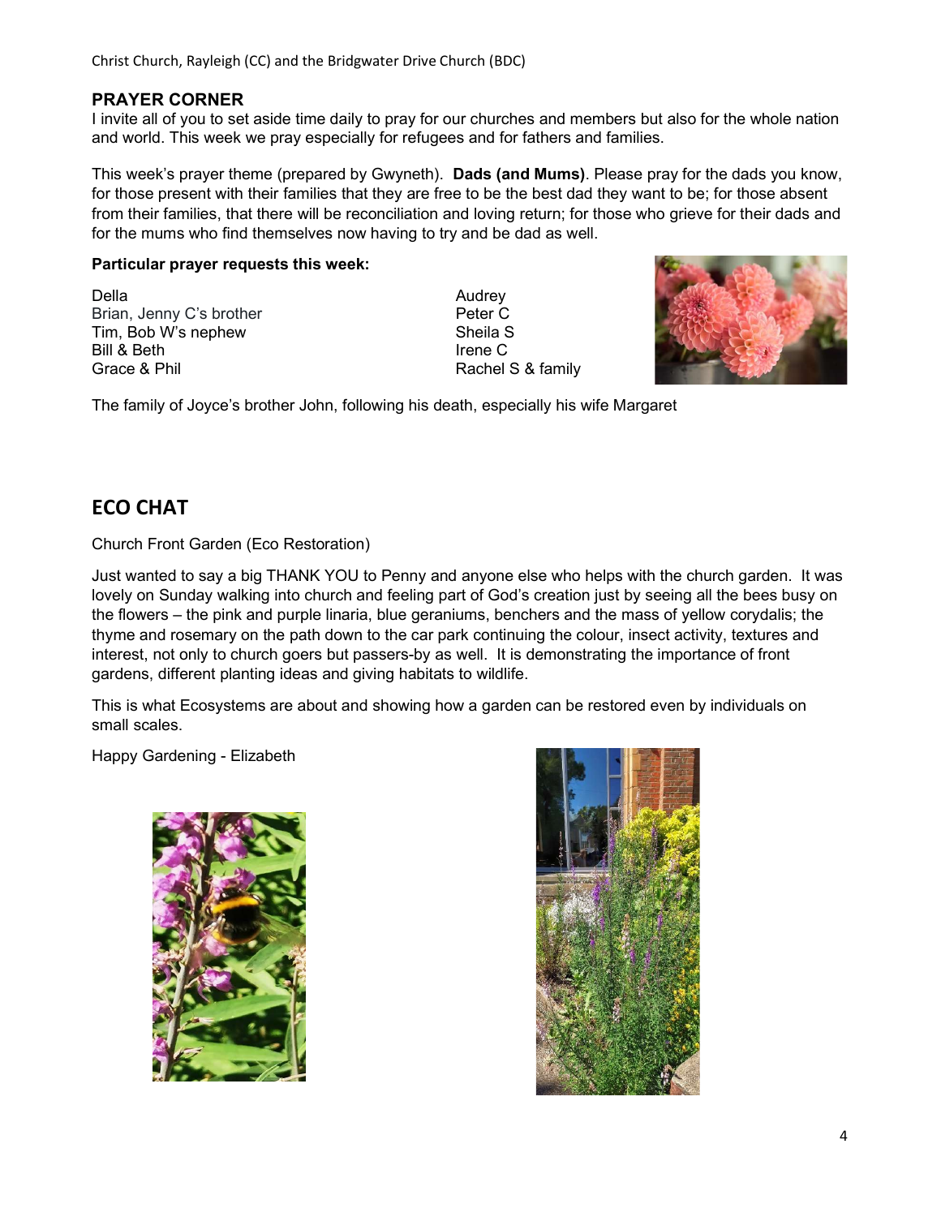## PRAYER CORNER

I invite all of you to set aside time daily to pray for our churches and members but also for the whole nation and world. This week we pray especially for refugees and for fathers and families.

This week's prayer theme (prepared by Gwyneth). **Dads (and Mums)**. Please pray for the dads you know, for those present with their families that they are free to be the best dad they want to be; for those absent from their families, that there will be reconciliation and loving return; for those who grieve for their dads and for the mums who find themselves now having to try and be dad as well.

**Particular prayer requests this week:**

Della
Brian, Jenny C's brother
Tim, Bob W's nephew
Bill & Beth
Grace & Phil

Audrey
Peter C
Sheila S
Irene C
Rachel S & family

The family of Joyce's brother John, following his death, especially his wife Margaret

## ECO CHAT

Church Front Garden (Eco Restoration)

Just wanted to say a big THANK YOU to Penny and anyone else who helps with the church garden. It was lovely on Sunday walking into church and feeling part of God's creation just by seeing all the bees busy on the flowers – the pink and purple linaria, blue geraniums, benchers and the mass of yellow corydalis; the thyme and rosemary on the path down to the car park continuing the colour, insect activity, textures and interest, not only to church goers but passers-by as well. It is demonstrating the importance of front gardens, different planting ideas and giving habitats to wildlife.

This is what Ecosystems are about and showing how a garden can be restored even by individuals on small scales.

Happy Gardening - Elizabeth